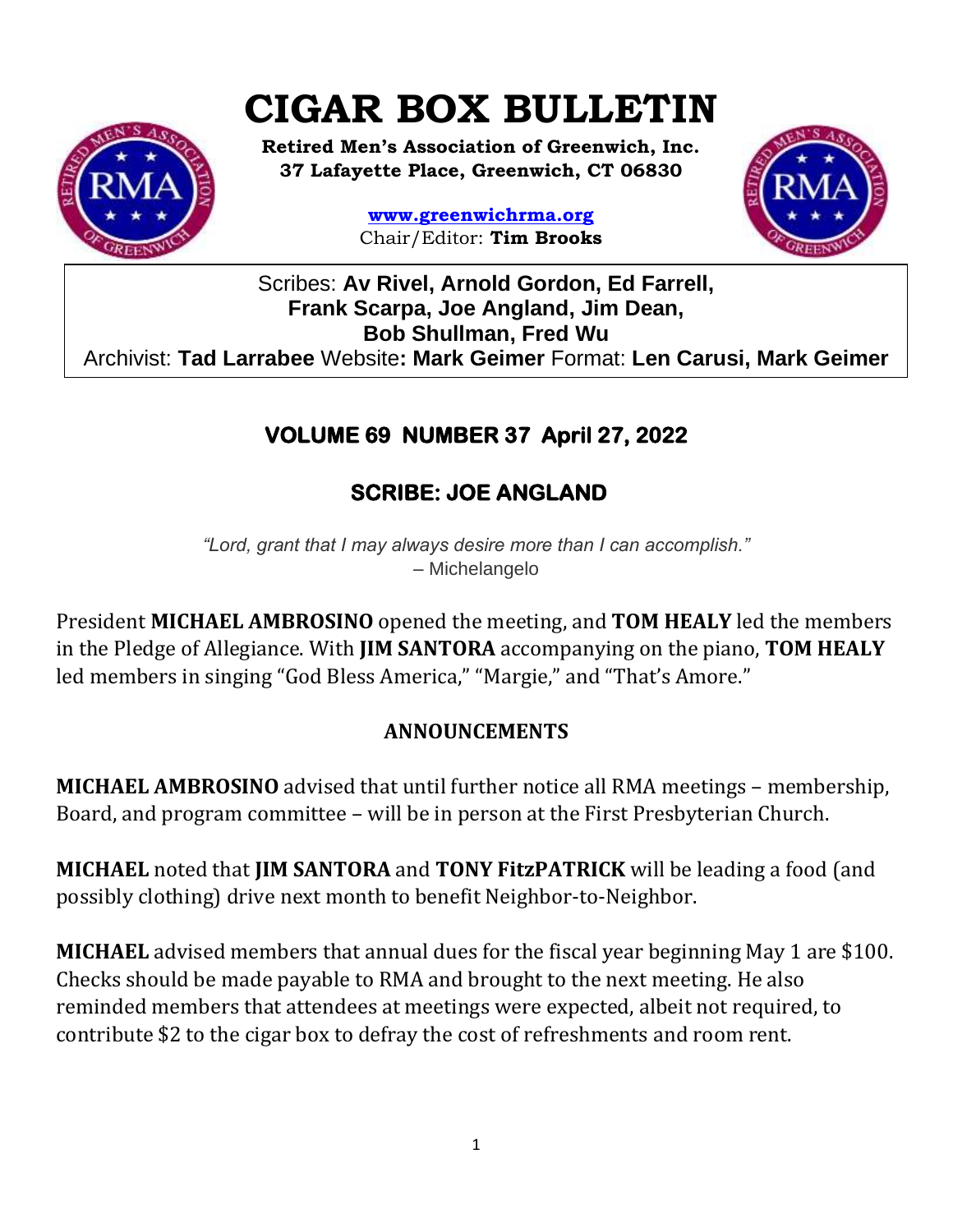# CIGAR BOX BULLETIN

**Retired Men's Association of Greenwich, Inc.**
**37 Lafayette Place, Greenwich, CT 06830**

**www.greenwichrma.org**
Chair/Editor: **Tim Brooks**

Scribes: **Av Rivel, Arnold Gordon, Ed Farrell, Frank Scarpa, Joe Angland, Jim Dean, Bob Shullman, Fred Wu**
Archivist: **Tad Larrabee** Website**: Mark Geimer** Format: **Len Carusi, Mark Geimer**

## VOLUME 69 NUMBER 37 April 27, 2022

## SCRIBE: JOE ANGLAND

*"Lord, grant that I may always desire more than I can accomplish."*
– Michelangelo

President **MICHAEL AMBROSINO** opened the meeting, and **TOM HEALY** led the members in the Pledge of Allegiance. With **JIM SANTORA** accompanying on the piano, **TOM HEALY** led members in singing "God Bless America," "Margie," and "That's Amore."

### ANNOUNCEMENTS

**MICHAEL AMBROSINO** advised that until further notice all RMA meetings – membership, Board, and program committee – will be in person at the First Presbyterian Church.

**MICHAEL** noted that **JIM SANTORA** and **TONY FitzPATRICK** will be leading a food (and possibly clothing) drive next month to benefit Neighbor-to-Neighbor.

**MICHAEL** advised members that annual dues for the fiscal year beginning May 1 are $100. Checks should be made payable to RMA and brought to the next meeting. He also reminded members that attendees at meetings were expected, albeit not required, to contribute $2 to the cigar box to defray the cost of refreshments and room rent.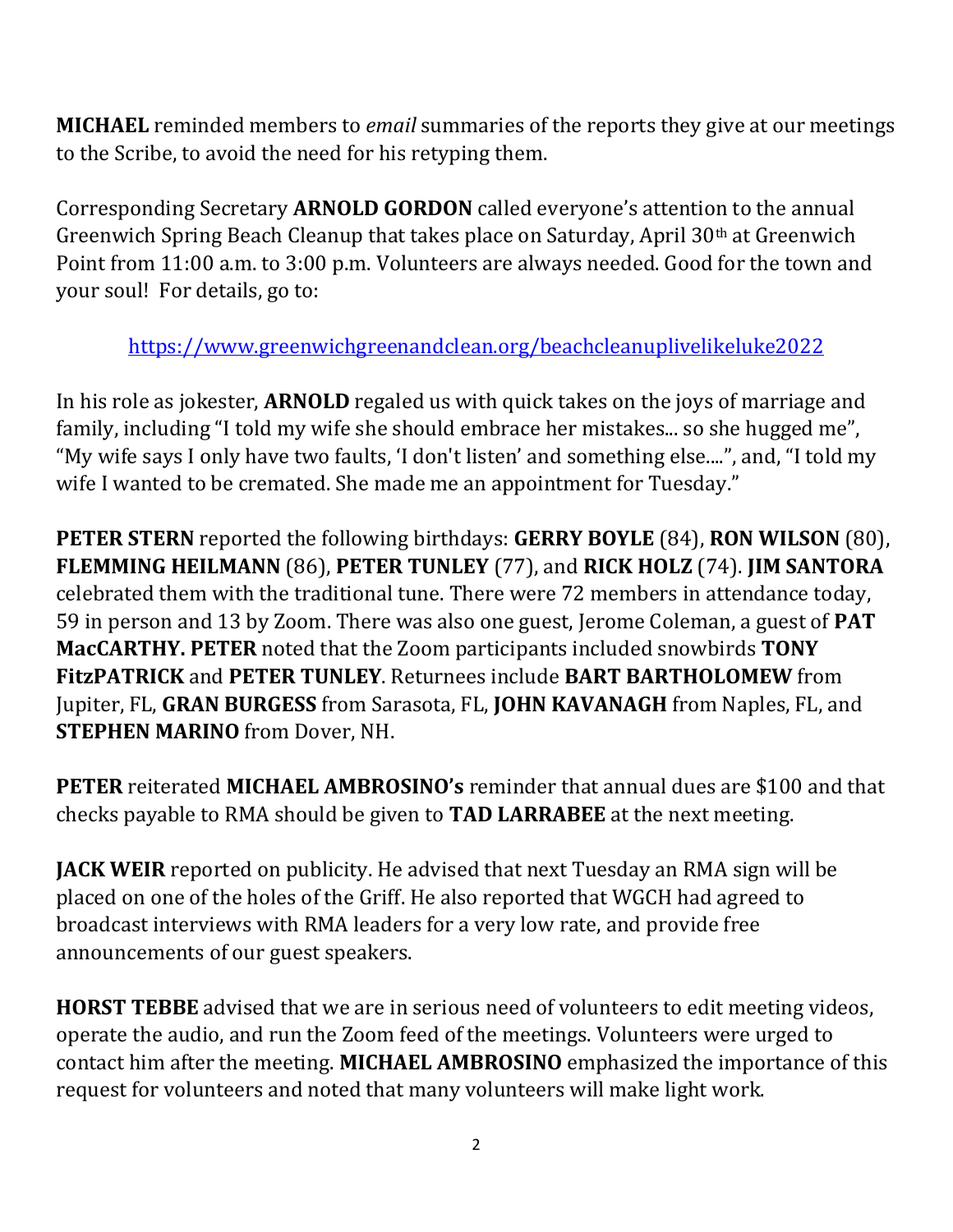**MICHAEL** reminded members to *email* summaries of the reports they give at our meetings to the Scribe, to avoid the need for his retyping them.

Corresponding Secretary **ARNOLD GORDON** called everyone's attention to the annual Greenwich Spring Beach Cleanup that takes place on Saturday, April 30th at Greenwich Point from 11:00 a.m. to 3:00 p.m. Volunteers are always needed. Good for the town and your soul! For details, go to:

https://www.greenwichgreenandclean.org/beachcleanuplivelikeluke2022

In his role as jokester, **ARNOLD** regaled us with quick takes on the joys of marriage and family, including "I told my wife she should embrace her mistakes... so she hugged me", "My wife says I only have two faults, 'I don't listen' and something else....", and, "I told my wife I wanted to be cremated. She made me an appointment for Tuesday."

**PETER STERN** reported the following birthdays: **GERRY BOYLE** (84), **RON WILSON** (80), **FLEMMING HEILMANN** (86), **PETER TUNLEY** (77), and **RICK HOLZ** (74). **JIM SANTORA** celebrated them with the traditional tune. There were 72 members in attendance today, 59 in person and 13 by Zoom. There was also one guest, Jerome Coleman, a guest of **PAT MacCARTHY. PETER** noted that the Zoom participants included snowbirds **TONY FitzPATRICK** and **PETER TUNLEY**. Returnees include **BART BARTHOLOMEW** from Jupiter, FL, **GRAN BURGESS** from Sarasota, FL, **JOHN KAVANAGH** from Naples, FL, and **STEPHEN MARINO** from Dover, NH.

**PETER** reiterated **MICHAEL AMBROSINO's** reminder that annual dues are $100 and that checks payable to RMA should be given to **TAD LARRABEE** at the next meeting.

**JACK WEIR** reported on publicity. He advised that next Tuesday an RMA sign will be placed on one of the holes of the Griff. He also reported that WGCH had agreed to broadcast interviews with RMA leaders for a very low rate, and provide free announcements of our guest speakers.

**HORST TEBBE** advised that we are in serious need of volunteers to edit meeting videos, operate the audio, and run the Zoom feed of the meetings. Volunteers were urged to contact him after the meeting. **MICHAEL AMBROSINO** emphasized the importance of this request for volunteers and noted that many volunteers will make light work.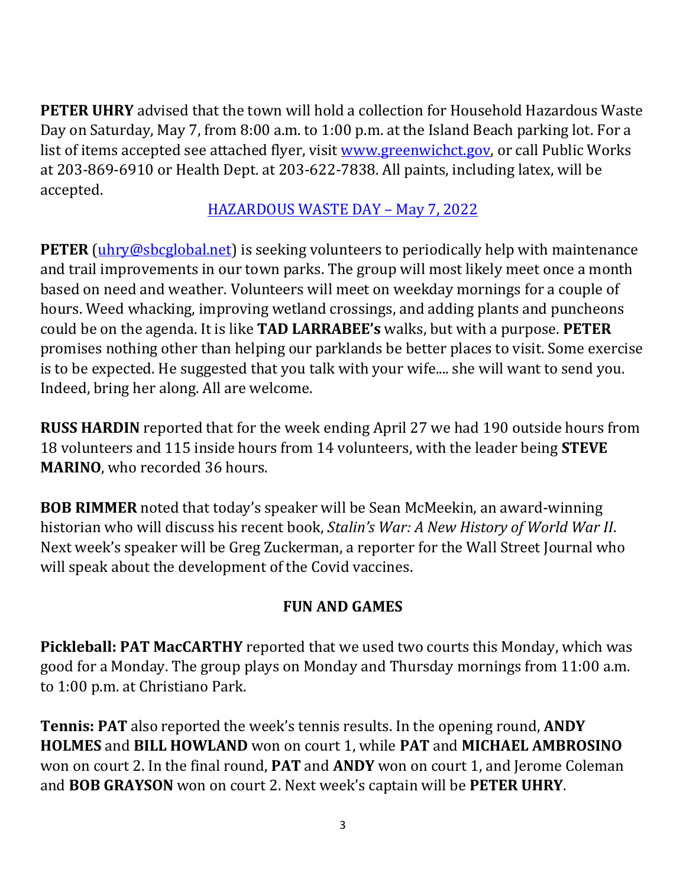**PETER UHRY** advised that the town will hold a collection for Household Hazardous Waste Day on Saturday, May 7, from 8:00 a.m. to 1:00 p.m. at the Island Beach parking lot. For a list of items accepted see attached flyer, visit [www.greenwichct.gov](www.greenwichct.gov), or call Public Works at 203-869-6910 or Health Dept. at 203-622-7838. All paints, including latex, will be accepted.

[HAZARDOUS WASTE DAY – May 7, 2022]

**PETER** ([uhry@sbcglobal.net](mailto:uhry@sbcglobal.net)) is seeking volunteers to periodically help with maintenance and trail improvements in our town parks. The group will most likely meet once a month based on need and weather. Volunteers will meet on weekday mornings for a couple of hours. Weed whacking, improving wetland crossings, and adding plants and puncheons could be on the agenda. It is like **TAD LARRABEE's** walks, but with a purpose. **PETER** promises nothing other than helping our parklands be better places to visit. Some exercise is to be expected. He suggested that you talk with your wife.... she will want to send you. Indeed, bring her along. All are welcome.

**RUSS HARDIN** reported that for the week ending April 27 we had 190 outside hours from 18 volunteers and 115 inside hours from 14 volunteers, with the leader being **STEVE MARINO**, who recorded 36 hours.

**BOB RIMMER** noted that today's speaker will be Sean McMeekin, an award-winning historian who will discuss his recent book, *Stalin's War: A New History of World War II*. Next week's speaker will be Greg Zuckerman, a reporter for the Wall Street Journal who will speak about the development of the Covid vaccines.

## FUN AND GAMES

**Pickleball: PAT MacCARTHY** reported that we used two courts this Monday, which was good for a Monday. The group plays on Monday and Thursday mornings from 11:00 a.m. to 1:00 p.m. at Christiano Park.

**Tennis: PAT** also reported the week's tennis results. In the opening round, **ANDY HOLMES** and **BILL HOWLAND** won on court 1, while **PAT** and **MICHAEL AMBROSINO** won on court 2. In the final round, **PAT** and **ANDY** won on court 1, and Jerome Coleman and **BOB GRAYSON** won on court 2. Next week's captain will be **PETER UHRY**.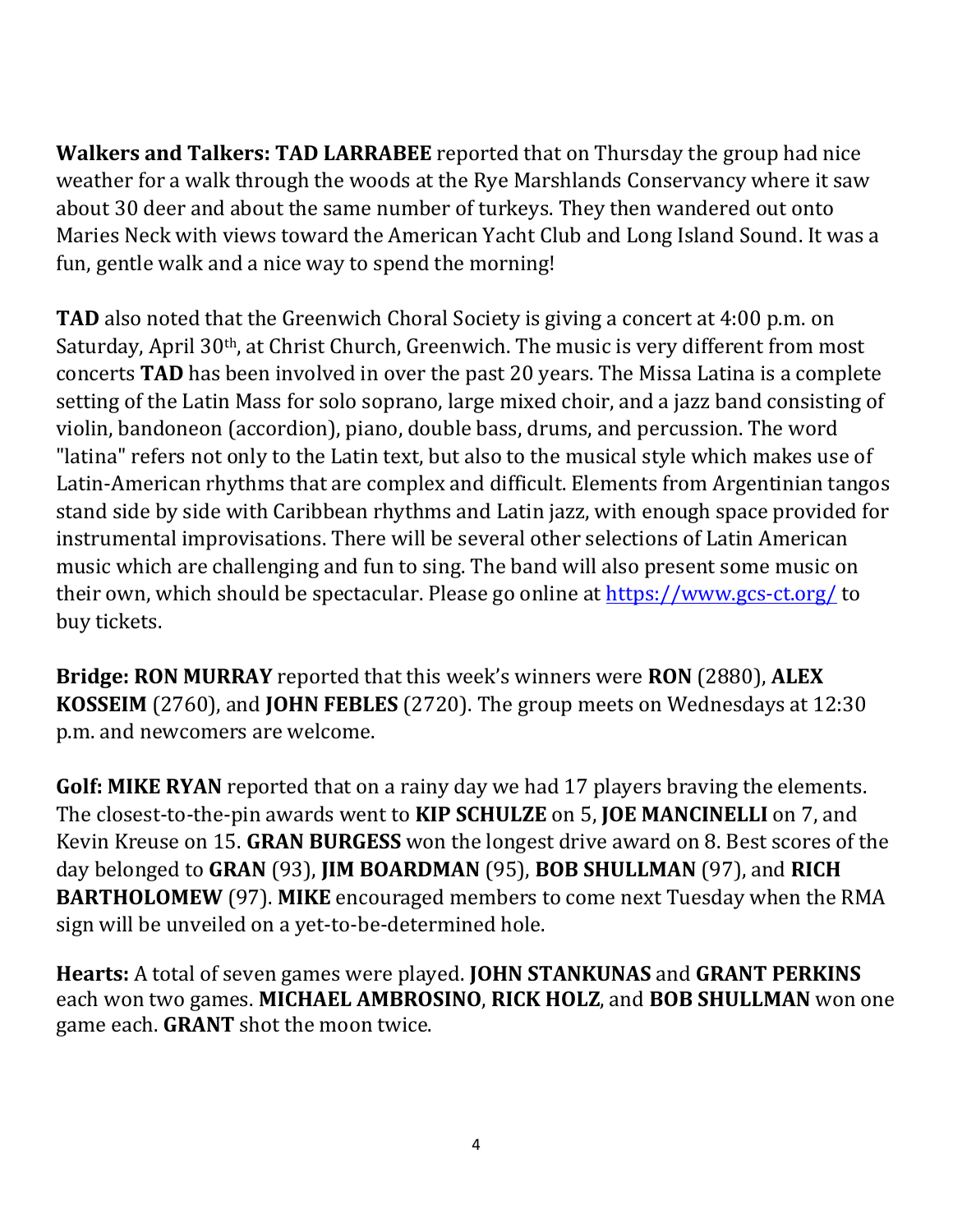**Walkers and Talkers: TAD LARRABEE** reported that on Thursday the group had nice weather for a walk through the woods at the Rye Marshlands Conservancy where it saw about 30 deer and about the same number of turkeys. They then wandered out onto Maries Neck with views toward the American Yacht Club and Long Island Sound. It was a fun, gentle walk and a nice way to spend the morning!

**TAD** also noted that the Greenwich Choral Society is giving a concert at 4:00 p.m. on Saturday, April 30th, at Christ Church, Greenwich. The music is very different from most concerts **TAD** has been involved in over the past 20 years. The Missa Latina is a complete setting of the Latin Mass for solo soprano, large mixed choir, and a jazz band consisting of violin, bandoneon (accordion), piano, double bass, drums, and percussion. The word "latina" refers not only to the Latin text, but also to the musical style which makes use of Latin-American rhythms that are complex and difficult. Elements from Argentinian tangos stand side by side with Caribbean rhythms and Latin jazz, with enough space provided for instrumental improvisations. There will be several other selections of Latin American music which are challenging and fun to sing. The band will also present some music on their own, which should be spectacular. Please go online at [https://www.gcs-ct.org/](https://www.gcs-ct.org/) to buy tickets.

**Bridge: RON MURRAY** reported that this week's winners were **RON** (2880), **ALEX KOSSEIM** (2760), and **JOHN FEBLES** (2720). The group meets on Wednesdays at 12:30 p.m. and newcomers are welcome.

**Golf: MIKE RYAN** reported that on a rainy day we had 17 players braving the elements. The closest-to-the-pin awards went to **KIP SCHULZE** on 5, **JOE MANCINELLI** on 7, and Kevin Kreuse on 15. **GRAN BURGESS** won the longest drive award on 8. Best scores of the day belonged to **GRAN** (93), **JIM BOARDMAN** (95), **BOB SHULLMAN** (97), and **RICH BARTHOLOMEW** (97). **MIKE** encouraged members to come next Tuesday when the RMA sign will be unveiled on a yet-to-be-determined hole.

**Hearts:** A total of seven games were played. **JOHN STANKUNAS** and **GRANT PERKINS** each won two games. **MICHAEL AMBROSINO**, **RICK HOLZ**, and **BOB SHULLMAN** won one game each. **GRANT** shot the moon twice.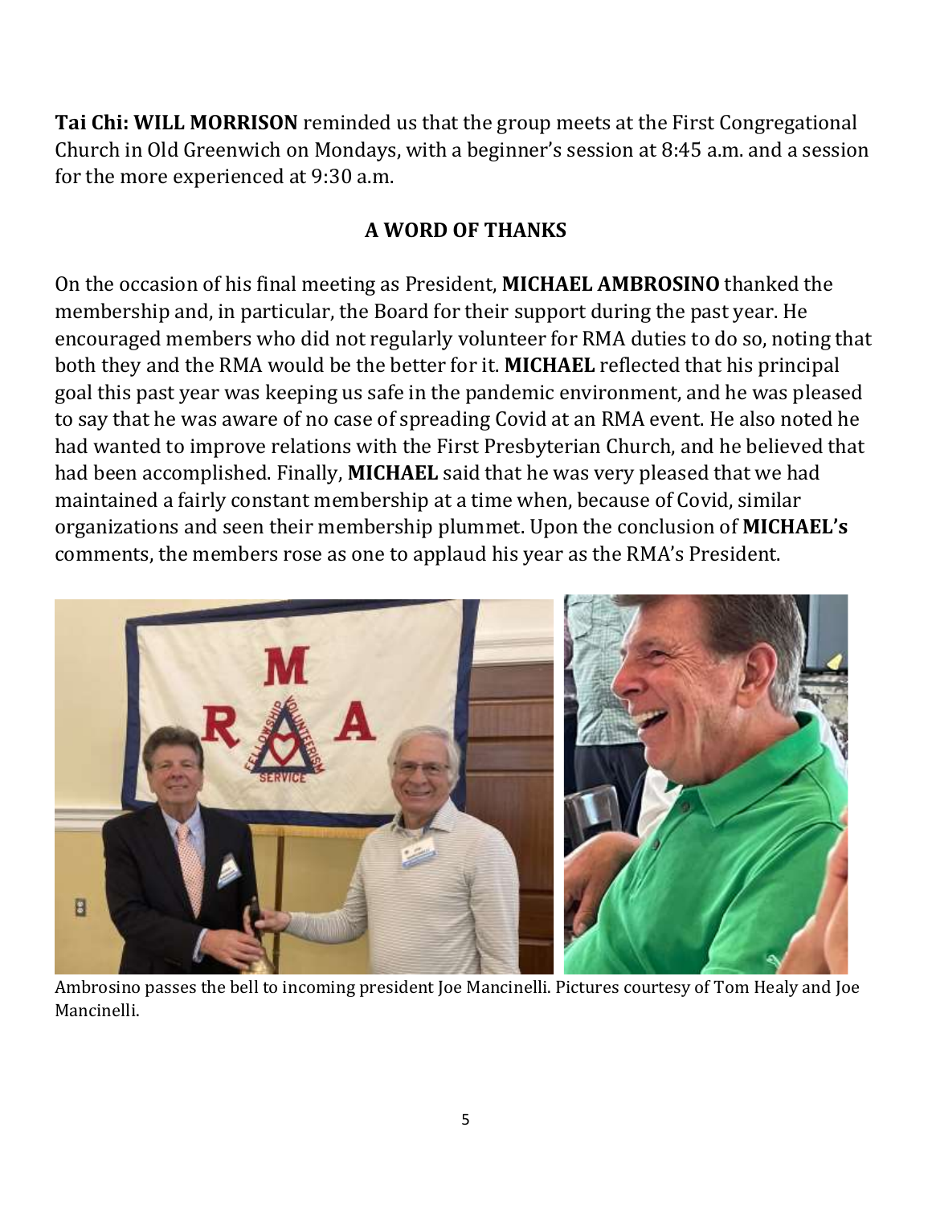**Tai Chi: WILL MORRISON** reminded us that the group meets at the First Congregational Church in Old Greenwich on Mondays, with a beginner's session at 8:45 a.m. and a session for the more experienced at 9:30 a.m.

## A WORD OF THANKS

On the occasion of his final meeting as President, **MICHAEL AMBROSINO** thanked the membership and, in particular, the Board for their support during the past year. He encouraged members who did not regularly volunteer for RMA duties to do so, noting that both they and the RMA would be the better for it. **MICHAEL** reflected that his principal goal this past year was keeping us safe in the pandemic environment, and he was pleased to say that he was aware of no case of spreading Covid at an RMA event. He also noted he had wanted to improve relations with the First Presbyterian Church, and he believed that had been accomplished. Finally, **MICHAEL** said that he was very pleased that we had maintained a fairly constant membership at a time when, because of Covid, similar organizations and seen their membership plummet. Upon the conclusion of **MICHAEL's** comments, the members rose as one to applaud his year as the RMA's President.

Ambrosino passes the bell to incoming president Joe Mancinelli. Pictures courtesy of Tom Healy and Joe Mancinelli.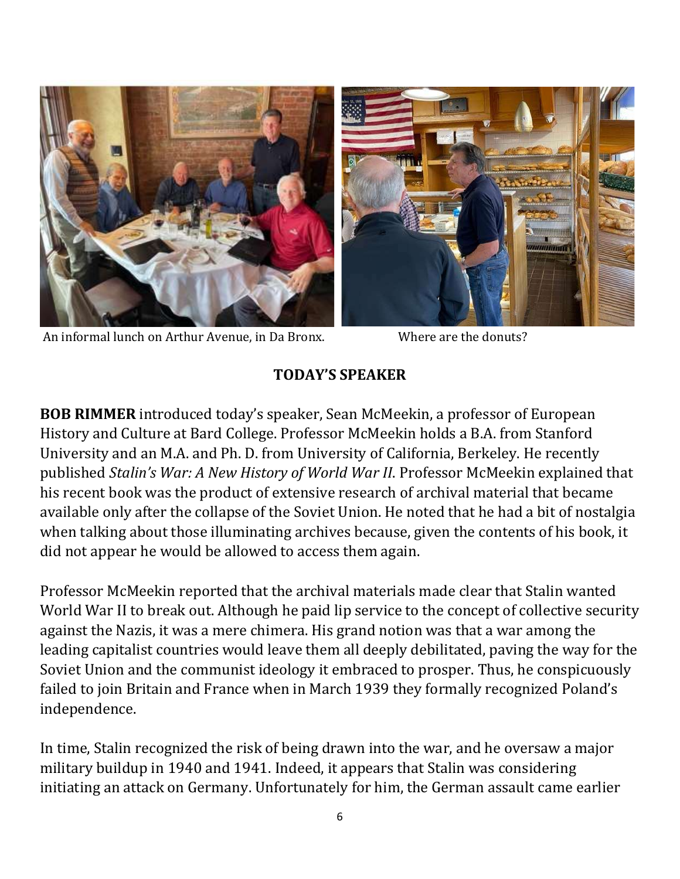An informal lunch on Arthur Avenue, in Da Bronx.

Where are the donuts?

## TODAY'S SPEAKER

**BOB RIMMER** introduced today's speaker, Sean McMeekin, a professor of European History and Culture at Bard College. Professor McMeekin holds a B.A. from Stanford University and an M.A. and Ph. D. from University of California, Berkeley. He recently published *Stalin's War: A New History of World War II*. Professor McMeekin explained that his recent book was the product of extensive research of archival material that became available only after the collapse of the Soviet Union. He noted that he had a bit of nostalgia when talking about those illuminating archives because, given the contents of his book, it did not appear he would be allowed to access them again.

Professor McMeekin reported that the archival materials made clear that Stalin wanted World War II to break out. Although he paid lip service to the concept of collective security against the Nazis, it was a mere chimera. His grand notion was that a war among the leading capitalist countries would leave them all deeply debilitated, paving the way for the Soviet Union and the communist ideology it embraced to prosper. Thus, he conspicuously failed to join Britain and France when in March 1939 they formally recognized Poland's independence.

In time, Stalin recognized the risk of being drawn into the war, and he oversaw a major military buildup in 1940 and 1941. Indeed, it appears that Stalin was considering initiating an attack on Germany. Unfortunately for him, the German assault came earlier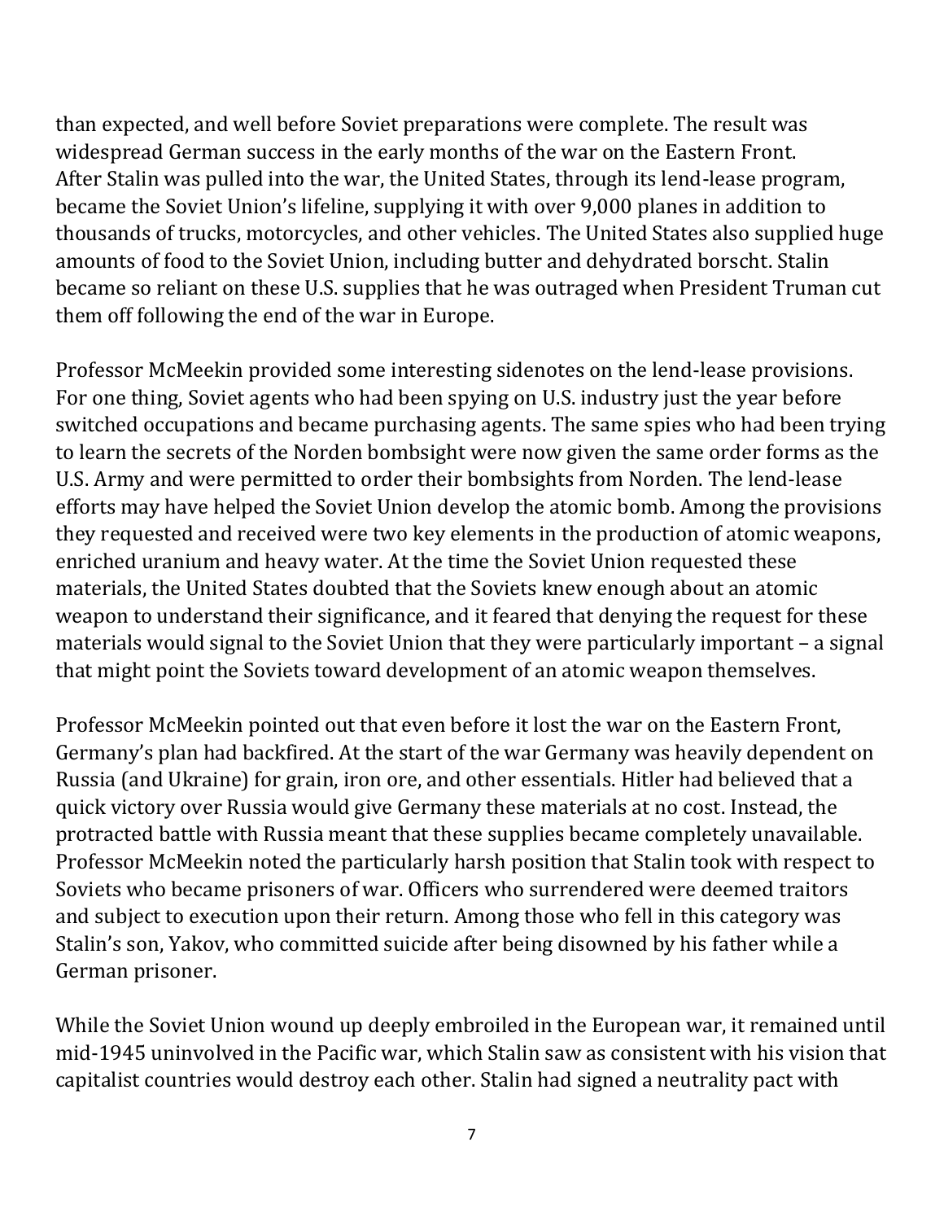than expected, and well before Soviet preparations were complete. The result was widespread German success in the early months of the war on the Eastern Front. After Stalin was pulled into the war, the United States, through its lend-lease program, became the Soviet Union's lifeline, supplying it with over 9,000 planes in addition to thousands of trucks, motorcycles, and other vehicles. The United States also supplied huge amounts of food to the Soviet Union, including butter and dehydrated borscht. Stalin became so reliant on these U.S. supplies that he was outraged when President Truman cut them off following the end of the war in Europe.

Professor McMeekin provided some interesting sidenotes on the lend-lease provisions. For one thing, Soviet agents who had been spying on U.S. industry just the year before switched occupations and became purchasing agents. The same spies who had been trying to learn the secrets of the Norden bombsight were now given the same order forms as the U.S. Army and were permitted to order their bombsights from Norden. The lend-lease efforts may have helped the Soviet Union develop the atomic bomb. Among the provisions they requested and received were two key elements in the production of atomic weapons, enriched uranium and heavy water. At the time the Soviet Union requested these materials, the United States doubted that the Soviets knew enough about an atomic weapon to understand their significance, and it feared that denying the request for these materials would signal to the Soviet Union that they were particularly important – a signal that might point the Soviets toward development of an atomic weapon themselves.

Professor McMeekin pointed out that even before it lost the war on the Eastern Front, Germany's plan had backfired. At the start of the war Germany was heavily dependent on Russia (and Ukraine) for grain, iron ore, and other essentials. Hitler had believed that a quick victory over Russia would give Germany these materials at no cost. Instead, the protracted battle with Russia meant that these supplies became completely unavailable. Professor McMeekin noted the particularly harsh position that Stalin took with respect to Soviets who became prisoners of war. Officers who surrendered were deemed traitors and subject to execution upon their return. Among those who fell in this category was Stalin's son, Yakov, who committed suicide after being disowned by his father while a German prisoner.

While the Soviet Union wound up deeply embroiled in the European war, it remained until mid-1945 uninvolved in the Pacific war, which Stalin saw as consistent with his vision that capitalist countries would destroy each other. Stalin had signed a neutrality pact with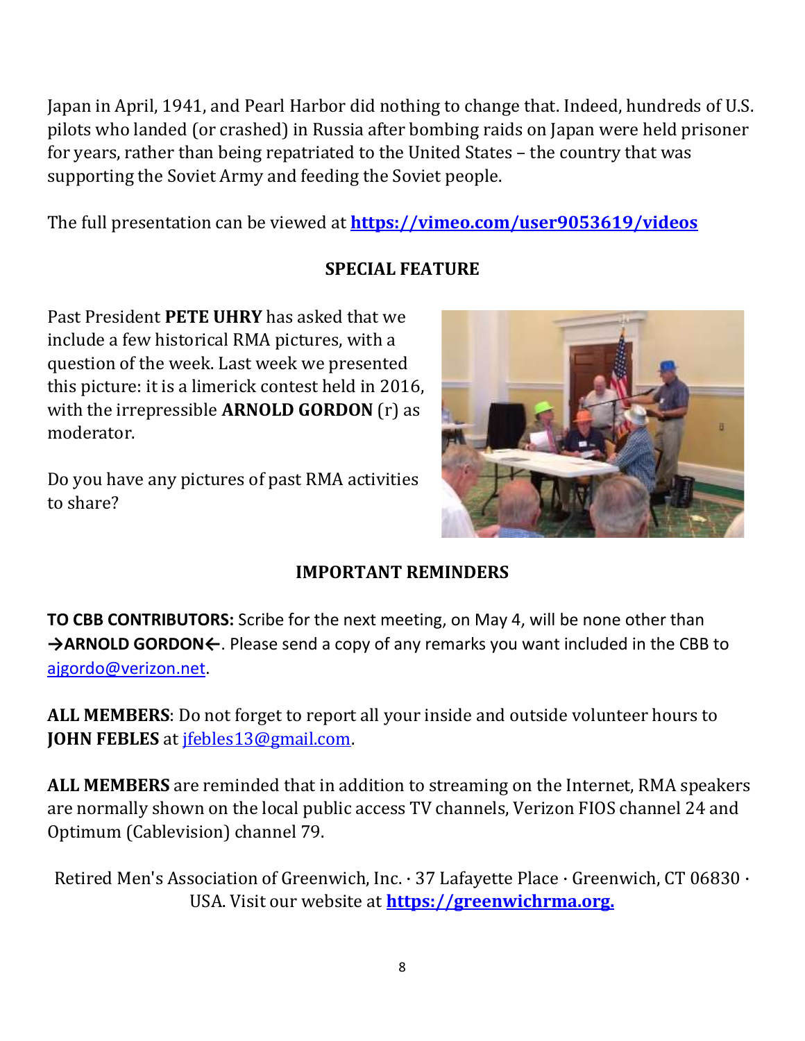Japan in April, 1941, and Pearl Harbor did nothing to change that. Indeed, hundreds of U.S. pilots who landed (or crashed) in Russia after bombing raids on Japan were held prisoner for years, rather than being repatriated to the United States – the country that was supporting the Soviet Army and feeding the Soviet people.

The full presentation can be viewed at **https://vimeo.com/user9053619/videos**

## SPECIAL FEATURE

Past President **PETE UHRY** has asked that we include a few historical RMA pictures, with a question of the week. Last week we presented this picture: it is a limerick contest held in 2016, with the irrepressible **ARNOLD GORDON** (r) as moderator.

Do you have any pictures of past RMA activities to share?

## IMPORTANT REMINDERS

**TO CBB CONTRIBUTORS:** Scribe for the next meeting, on May 4, will be none other than **→ARNOLD GORDON←**. Please send a copy of any remarks you want included in the CBB to ajgordo@verizon.net.

**ALL MEMBERS**: Do not forget to report all your inside and outside volunteer hours to **JOHN FEBLES** at jfebles13@gmail.com.

**ALL MEMBERS** are reminded that in addition to streaming on the Internet, RMA speakers are normally shown on the local public access TV channels, Verizon FIOS channel 24 and Optimum (Cablevision) channel 79.

Retired Men's Association of Greenwich, Inc. · 37 Lafayette Place · Greenwich, CT 06830 · USA. Visit our website at **https://greenwichrma.org.**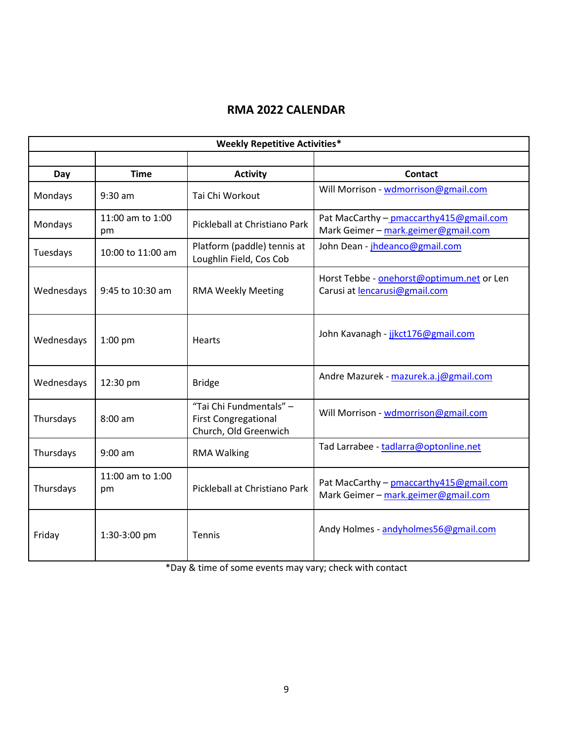# RMA 2022 CALENDAR

**Weekly Repetitive Activities***

| Day | Time | Activity | Contact |
|---|---|---|---|
| Mondays | 9:30 am | Tai Chi Workout | Will Morrison - wdmorrison@gmail.com |
| Mondays | 11:00 am to 1:00 pm | Pickleball at Christiano Park | Pat MacCarthy – pmaccarthy415@gmail.com Mark Geimer – mark.geimer@gmail.com |
| Tuesdays | 10:00 to 11:00 am | Platform (paddle) tennis at Loughlin Field, Cos Cob | John Dean - jhdeanco@gmail.com |
| Wednesdays | 9:45 to 10:30 am | RMA Weekly Meeting | Horst Tebbe - onehorst@optimum.net or Len Carusi at lencarusi@gmail.com |
| Wednesdays | 1:00 pm | Hearts | John Kavanagh - jjkct176@gmail.com |
| Wednesdays | 12:30 pm | Bridge | Andre Mazurek - mazurek.a.j@gmail.com |
| Thursdays | 8:00 am | "Tai Chi Fundmentals" – First Congregational Church, Old Greenwich | Will Morrison - wdmorrison@gmail.com |
| Thursdays | 9:00 am | RMA Walking | Tad Larrabee - tadlarra@optonline.net |
| Thursdays | 11:00 am to 1:00 pm | Pickleball at Christiano Park | Pat MacCarthy – pmaccarthy415@gmail.com Mark Geimer – mark.geimer@gmail.com |
| Friday | 1:30-3:00 pm | Tennis | Andy Holmes - andyholmes56@gmail.com |

*Day & time of some events may vary; check with contact